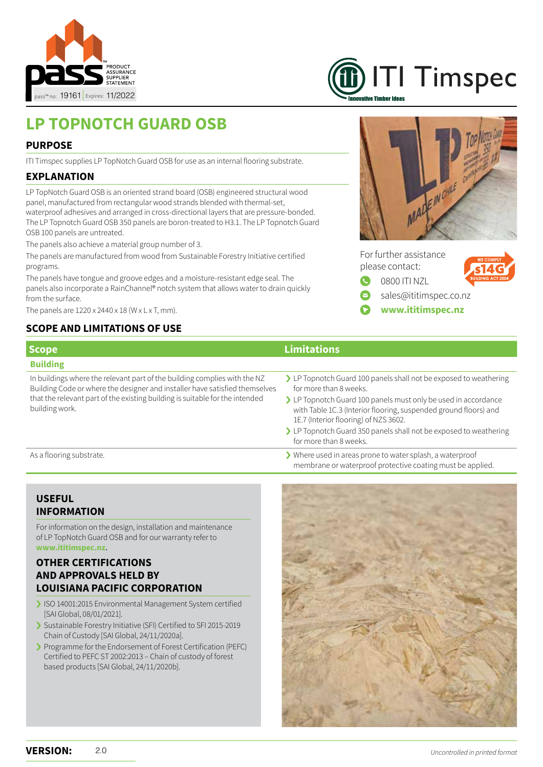pass™ PRODUCT ASSURANCE SUPPLIER STATEMENT

pass™ no: 19161 | Expires: 11/2022

ITI Timspec — Innovative Timber Ideas

# LP TOPNOTCH GUARD OSB

## PURPOSE

ITI Timspec supplies LP TopNotch Guard OSB for use as an internal flooring substrate.

## EXPLANATION

LP TopNotch Guard OSB is an oriented strand board (OSB) engineered structural wood panel, manufactured from rectangular wood strands blended with thermal-set, waterproof adhesives and arranged in cross-directional layers that are pressure-bonded. The LP Topnotch Guard OSB 350 panels are boron-treated to H3.1. The LP Topnotch Guard OSB 100 panels are untreated.

The panels also achieve a material group number of 3.

The panels are manufactured from wood from Sustainable Forestry Initiative certified programs.

The panels have tongue and groove edges and a moisture-resistant edge seal. The panels also incorporate a RainChannel® notch system that allows water to drain quickly from the surface.

The panels are 1220 x 2440 x 18 (W x L x T, mm).

For further assistance please contact:

- 0800 ITI NZL
- sales@ititimspec.co.nz
- **www.ititimspec.nz**

WE COMPLY s14G BUILDING ACT 2004

## SCOPE AND LIMITATIONS OF USE

| Scope | Limitations |
|---|---|
| **Building** | |
| In buildings where the relevant part of the building complies with the NZ Building Code or where the designer and installer have satisfied themselves that the relevant part of the existing building is suitable for the intended building work. | › LP Topnotch Guard 100 panels shall not be exposed to weathering for more than 8 weeks. <br> › LP Topnotch Guard 100 panels must only be used in accordance with Table 1C.3 (Interior flooring, suspended ground floors) and 1E.7 (Interior flooring) of NZS 3602. <br> › LP Topnotch Guard 350 panels shall not be exposed to weathering for more than 8 weeks. |
| As a flooring substrate. | › Where used in areas prone to water splash, a waterproof membrane or waterproof protective coating must be applied. |

## USEFUL INFORMATION

For information on the design, installation and maintenance of LP TopNotch Guard OSB and for our warranty refer to **www.ititimspec.nz**.

## OTHER CERTIFICATIONS AND APPROVALS HELD BY LOUISIANA PACIFIC CORPORATION

- ISO 14001:2015 Environmental Management System certified [SAI Global, 08/01/2021].
- Sustainable Forestry Initiative (SFI) Certified to SFI 2015-2019 Chain of Custody [SAI Global, 24/11/2020a].
- Programme for the Endorsement of Forest Certification (PEFC) Certified to PEFC ST 2002:2013 – Chain of custody of forest based products [SAI Global, 24/11/2020b].

**VERSION:** 2.0

*Uncontrolled in printed format*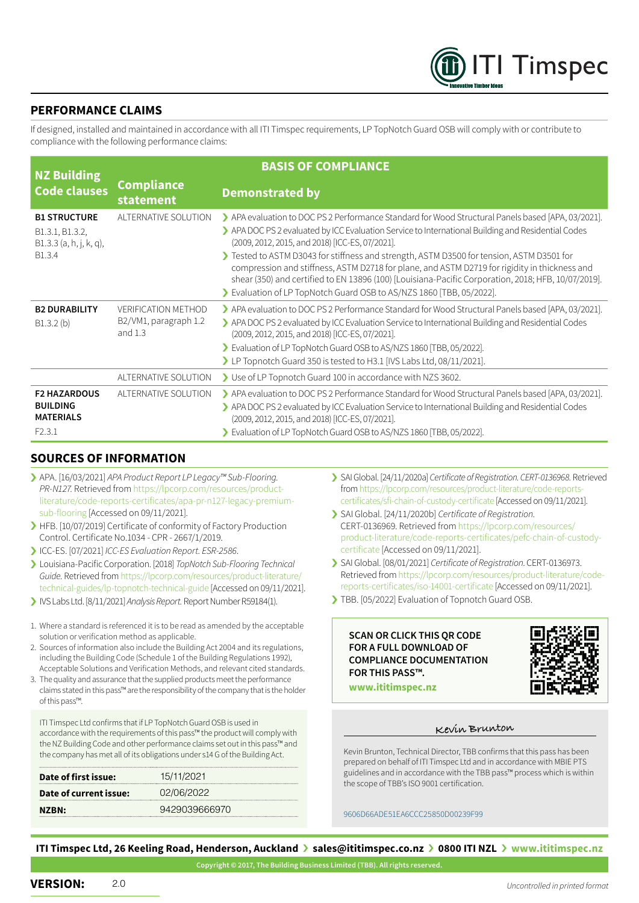## PERFORMANCE CLAIMS

If designed, installed and maintained in accordance with all ITI Timspec requirements, LP TopNotch Guard OSB will comply with or contribute to compliance with the following performance claims:

| NZ Building Code clauses | BASIS OF COMPLIANCE | |
|---|---|---|
| | **Compliance statement** | **Demonstrated by** |
| **B1 STRUCTURE** B1.3.1, B1.3.2, B1.3.3 (a, h, j, k, q), B1.3.4 | ALTERNATIVE SOLUTION | › APA evaluation to DOC PS 2 Performance Standard for Wood Structural Panels based [APA, 03/2021]. › APA DOC PS 2 evaluated by ICC Evaluation Service to International Building and Residential Codes (2009, 2012, 2015, and 2018) [ICC-ES, 07/2021]. › Tested to ASTM D3043 for stiffness and strength, ASTM D3500 for tension, ASTM D3501 for compression and stiffness, ASTM D2718 for plane, and ASTM D2719 for rigidity in thickness and shear (350) and certified to EN 13896 (100) [Louisiana-Pacific Corporation, 2018; HFB, 10/07/2019]. › Evaluation of LP TopNotch Guard OSB to AS/NZS 1860 [TBB, 05/2022]. |
| **B2 DURABILITY** B1.3.2 (b) | VERIFICATION METHOD B2/VM1, paragraph 1.2 and 1.3 | › APA evaluation to DOC PS 2 Performance Standard for Wood Structural Panels based [APA, 03/2021]. › APA DOC PS 2 evaluated by ICC Evaluation Service to International Building and Residential Codes (2009, 2012, 2015, and 2018) [ICC-ES, 07/2021]. › Evaluation of LP TopNotch Guard OSB to AS/NZS 1860 [TBB, 05/2022]. › LP Topnotch Guard 350 is tested to H3.1 [IVS Labs Ltd, 08/11/2021]. |
| | ALTERNATIVE SOLUTION | › Use of LP Topnotch Guard 100 in accordance with NZS 3602. |
| **F2 HAZARDOUS BUILDING MATERIALS** F2.3.1 | ALTERNATIVE SOLUTION | › APA evaluation to DOC PS 2 Performance Standard for Wood Structural Panels based [APA, 03/2021]. › APA DOC PS 2 evaluated by ICC Evaluation Service to International Building and Residential Codes (2009, 2012, 2015, and 2018) [ICC-ES, 07/2021]. › Evaluation of LP TopNotch Guard OSB to AS/NZS 1860 [TBB, 05/2022]. |

## SOURCES OF INFORMATION

- APA. [16/03/2021] *APA Product Report LP Legacy™ Sub-Flooring. PR-N127.* Retrieved from https://lpcorp.com/resources/product-literature/code-reports-certificates/apa-pr-n127-legacy-premium-sub-flooring [Accessed on 09/11/2021].
- HFB. [10/07/2019] Certificate of conformity of Factory Production Control. Certificate No.1034 - CPR - 2667/1/2019.
- ICC-ES. [07/2021] *ICC-ES Evaluation Report. ESR-2586.*
- Louisiana-Pacific Corporation. [2018] *TopNotch Sub-Flooring Technical Guide.* Retrieved from https://lpcorp.com/resources/product-literature/technical-guides/lp-topnotch-technical-guide [Accessed on 09/11/2021].
- IVS Labs Ltd. [8/11/2021] *Analysis Report.* Report Number R59184(1).
- SAI Global. [24/11/2020a] *Certificate of Registration. CERT-0136968.* Retrieved from https://lpcorp.com/resources/product-literature/code-reports-certificates/sfi-chain-of-custody-certificate [Accessed on 09/11/2021].
- SAI Global. [24/11/2020b] *Certificate of Registration.* CERT-0136969. Retrieved from https://lpcorp.com/resources/product-literature/code-reports-certificates/pefc-chain-of-custody-certificate [Accessed on 09/11/2021].
- SAI Global. [08/01/2021] *Certificate of Registration.* CERT-0136973. Retrieved from https://lpcorp.com/resources/product-literature/code-reports-certificates/iso-14001-certificate [Accessed on 09/11/2021].
- TBB. [05/2022] Evaluation of Topnotch Guard OSB.

1. Where a standard is referenced it is to be read as amended by the acceptable solution or verification method as applicable.
2. Sources of information also include the Building Act 2004 and its regulations, including the Building Code (Schedule 1 of the Building Regulations 1992), Acceptable Solutions and Verification Methods, and relevant cited standards.
3. The quality and assurance that the supplied products meet the performance claims stated in this pass™ are the responsibility of the company that is the holder of this pass™.

ITI Timspec Ltd confirms that if LP TopNotch Guard OSB is used in accordance with the requirements of this pass™ the product will comply with the NZ Building Code and other performance claims set out in this pass™ and the company has met all of its obligations under s14 G of the Building Act.

| | |
|---|---|
| **Date of first issue:** | 15/11/2021 |
| **Date of current issue:** | 02/06/2022 |
| **NZBN:** | 9429039666970 |

**SCAN OR CLICK THIS QR CODE FOR A FULL DOWNLOAD OF COMPLIANCE DOCUMENTATION FOR THIS PASS™.**
**www.ititimspec.nz**

Kevin Brunton

Kevin Brunton, Technical Director, TBB confirms that this pass has been prepared on behalf of ITI Timspec Ltd and in accordance with MBIE PTS guidelines and in accordance with the TBB pass™ process which is within the scope of TBB's ISO 9001 certification.

9606D66ADE51EA6CCC25850D00239F99

**ITI Timspec Ltd, 26 Keeling Road, Henderson, Auckland › sales@ititimspec.co.nz › 0800 ITI NZL › www.ititimspec.nz**

Copyright © 2017, The Building Business Limited (TBB). All rights reserved.

**VERSION:** 2.0

*Uncontrolled in printed format*